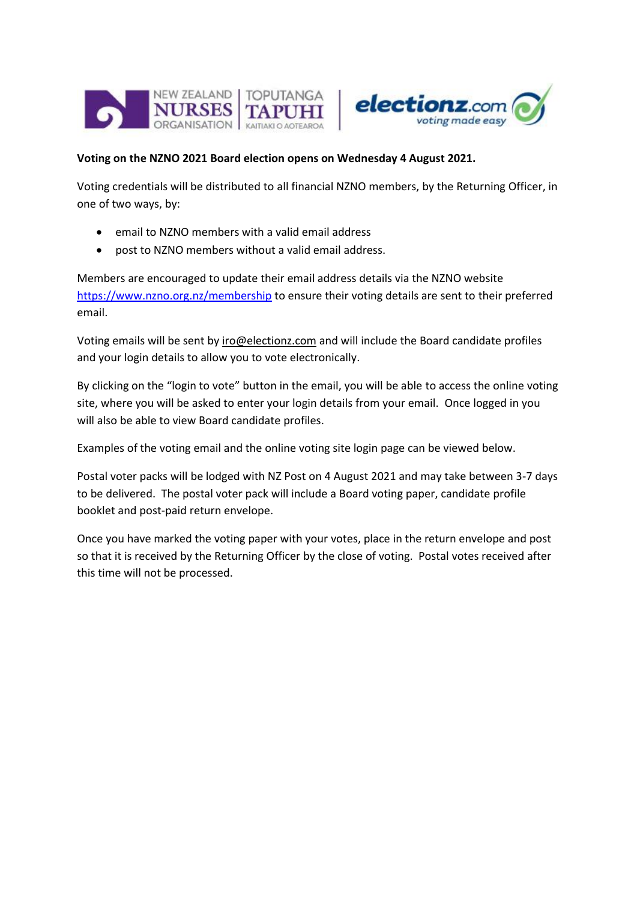**Voting on the NZNO 2021 Board election opens on Wednesday 4 August 2021.**

Voting credentials will be distributed to all financial NZNO members, by the Returning Officer, in one of two ways, by:

- email to NZNO members with a valid email address
- post to NZNO members without a valid email address.

Members are encouraged to update their email address details via the NZNO website https://www.nzno.org.nz/membership to ensure their voting details are sent to their preferred email.

Voting emails will be sent by iro@electionz.com and will include the Board candidate profiles and your login details to allow you to vote electronically.

By clicking on the "login to vote" button in the email, you will be able to access the online voting site, where you will be asked to enter your login details from your email. Once logged in you will also be able to view Board candidate profiles.

Examples of the voting email and the online voting site login page can be viewed below.

Postal voter packs will be lodged with NZ Post on 4 August 2021 and may take between 3-7 days to be delivered. The postal voter pack will include a Board voting paper, candidate profile booklet and post-paid return envelope.

Once you have marked the voting paper with your votes, place in the return envelope and post so that it is received by the Returning Officer by the close of voting. Postal votes received after this time will not be processed.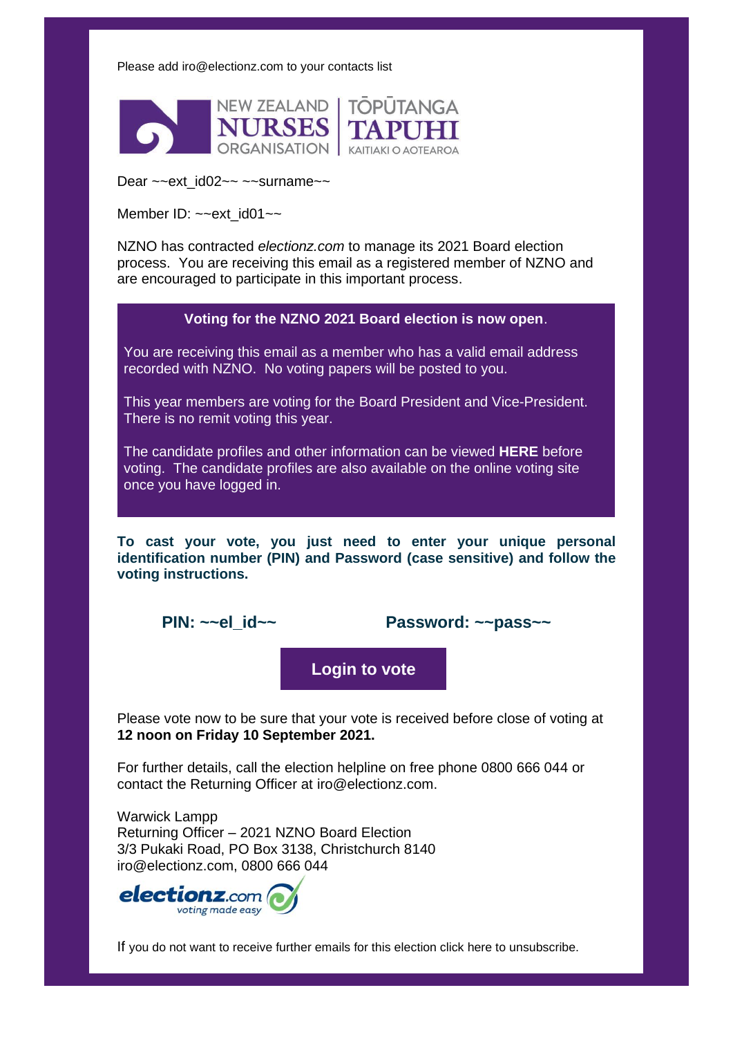Please add iro@electionz.com to your contacts list

NEW ZEALAND NURSES ORGANISATION | TŌPŪTANGA TAPUHI KAITIAKI O AOTEAROA

Dear ~~ext_id02~~ ~~surname~~

Member ID: ~~ext_id01~~

NZNO has contracted *electionz.com* to manage its 2021 Board election process. You are receiving this email as a registered member of NZNO and are encouraged to participate in this important process.

**Voting for the NZNO 2021 Board election is now open**.

You are receiving this email as a member who has a valid email address recorded with NZNO. No voting papers will be posted to you.

This year members are voting for the Board President and Vice-President. There is no remit voting this year.

The candidate profiles and other information can be viewed **HERE** before voting. The candidate profiles are also available on the online voting site once you have logged in.

**To cast your vote, you just need to enter your unique personal identification number (PIN) and Password (case sensitive) and follow the voting instructions.**

**PIN: ~~el_id~~** **Password: ~~pass~~**

**Login to vote**

Please vote now to be sure that your vote is received before close of voting at **12 noon on Friday 10 September 2021.**

For further details, call the election helpline on free phone 0800 666 044 or contact the Returning Officer at iro@electionz.com.

Warwick Lampp
Returning Officer – 2021 NZNO Board Election
3/3 Pukaki Road, PO Box 3138, Christchurch 8140
iro@electionz.com, 0800 666 044

electionz.com voting made easy

If you do not want to receive further emails for this election click here to unsubscribe.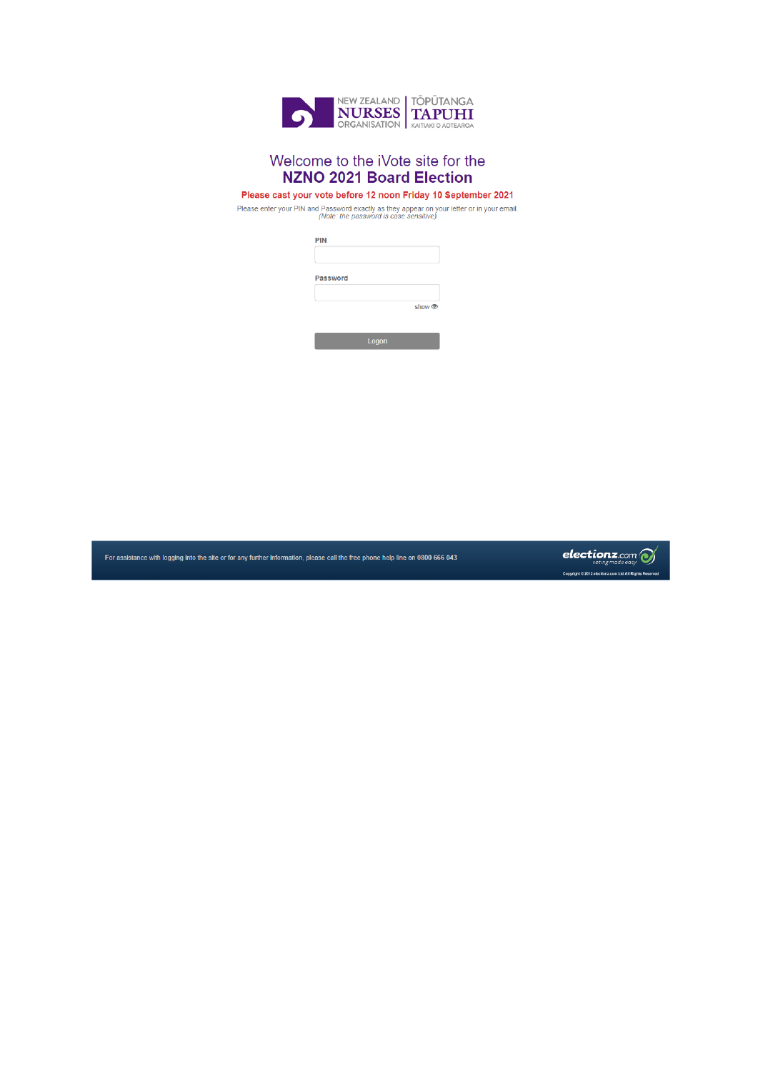NEW ZEALAND NURSES ORGANISATION | TŌPŪTANGA TAPUHI KAITIAKI O AOTEAROA

# Welcome to the iVote site for the NZNO 2021 Board Election

**Please cast your vote before 12 noon Friday 10 September 2021**

Please enter your PIN and Password exactly as they appear on your letter or in your email.
*(Note: the password is case sensitive)*

PIN

Password

show

Logon

For assistance with logging into the site or for any further information, please call the free phone help line on 0800 666 043

electionz.com voting made easy

Copyright © 2012 electionz.com Ltd All Rights Reserved